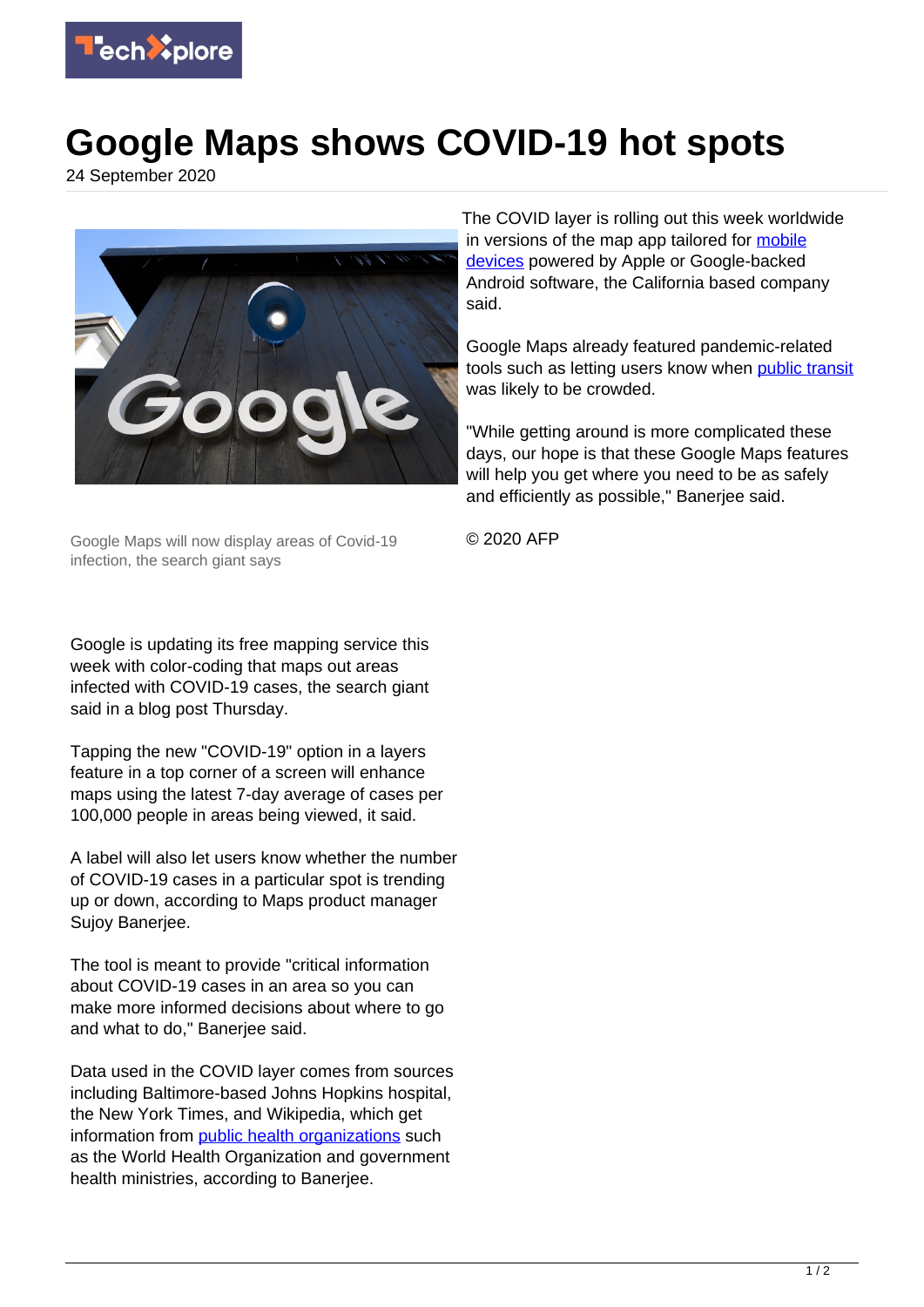# Google Maps shows COVID-19 hot spots

24 September 2020

Google Maps will now display areas of Covid-19 infection, the search giant says

Google is updating its free mapping service this week with color-coding that maps out areas infected with COVID-19 cases, the search giant said in a blog post Thursday.

Tapping the new "COVID-19" option in a layers feature in a top corner of a screen will enhance maps using the latest 7-day average of cases per 100,000 people in areas being viewed, it said.

A label will also let users know whether the number of COVID-19 cases in a particular spot is trending up or down, according to Maps product manager Sujoy Banerjee.

The tool is meant to provide "critical information about COVID-19 cases in an area so you can make more informed decisions about where to go and what to do," Banerjee said.

Data used in the COVID layer comes from sources including Baltimore-based Johns Hopkins hospital, the New York Times, and Wikipedia, which get information from public health organizations such as the World Health Organization and government health ministries, according to Banerjee.

The COVID layer is rolling out this week worldwide in versions of the map app tailored for mobile devices powered by Apple or Google-backed Android software, the California based company said.

Google Maps already featured pandemic-related tools such as letting users know when public transit was likely to be crowded.

"While getting around is more complicated these days, our hope is that these Google Maps features will help you get where you need to be as safely and efficiently as possible," Banerjee said.

© 2020 AFP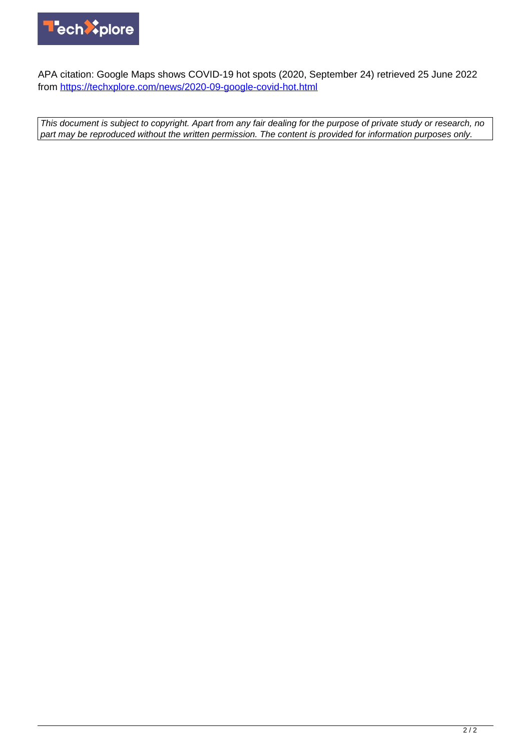APA citation: Google Maps shows COVID-19 hot spots (2020, September 24) retrieved 25 June 2022 from https://techxplore.com/news/2020-09-google-covid-hot.html

*This document is subject to copyright. Apart from any fair dealing for the purpose of private study or research, no part may be reproduced without the written permission. The content is provided for information purposes only.*